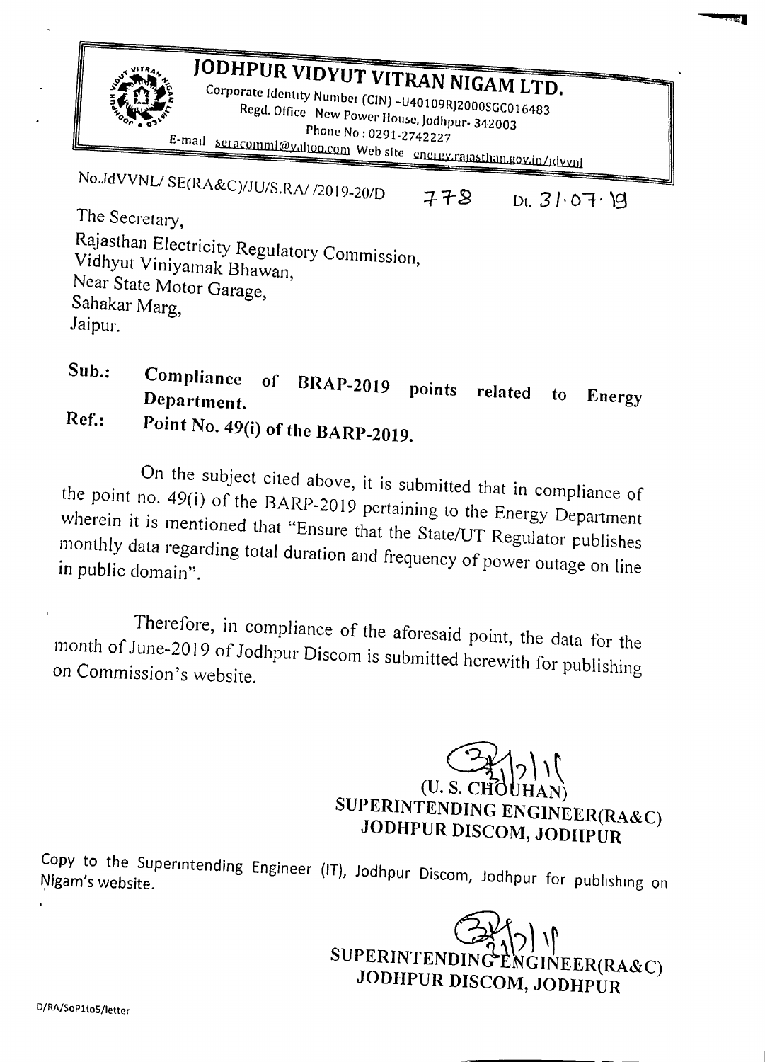# JODHPUR VIDYUT VITRAN NIGAM LTD.

Corporate Identity Number (CIN) -U40109RJ2000SGC016483
Regd. Office New Power House, Jodhpur- 342003
Phone No : 0291-2742227
E-mail seracomml@yahoo.com Web site energy.rajasthan.gov.in/jdvvnl

No.JdVVNL/ SE(RA&C)/JU/S.RA/ /2019-20/D 778 Dt. 31.07.19

The Secretary,
Rajasthan Electricity Regulatory Commission,
Vidhyut Viniyamak Bhawan,
Near State Motor Garage,
Sahakar Marg,
Jaipur.

**Sub.: Compliance of BRAP-2019 points related to Energy Department.**

**Ref.: Point No. 49(i) of the BARP-2019.**

On the subject cited above, it is submitted that in compliance of the point no. 49(i) of the BARP-2019 pertaining to the Energy Department wherein it is mentioned that "Ensure that the State/UT Regulator publishes monthly data regarding total duration and frequency of power outage on line in public domain".

Therefore, in compliance of the aforesaid point, the data for the month of June-2019 of Jodhpur Discom is submitted herewith for publishing on Commission's website.

(U. S. CHOUHAN)
**SUPERINTENDING ENGINEER(RA&C)**
**JODHPUR DISCOM, JODHPUR**

Copy to the Superintending Engineer (IT), Jodhpur Discom, Jodhpur for publishing on Nigam's website.

**SUPERINTENDING ENGINEER(RA&C)**
**JODHPUR DISCOM, JODHPUR**

D/RA/SoP1to5/letter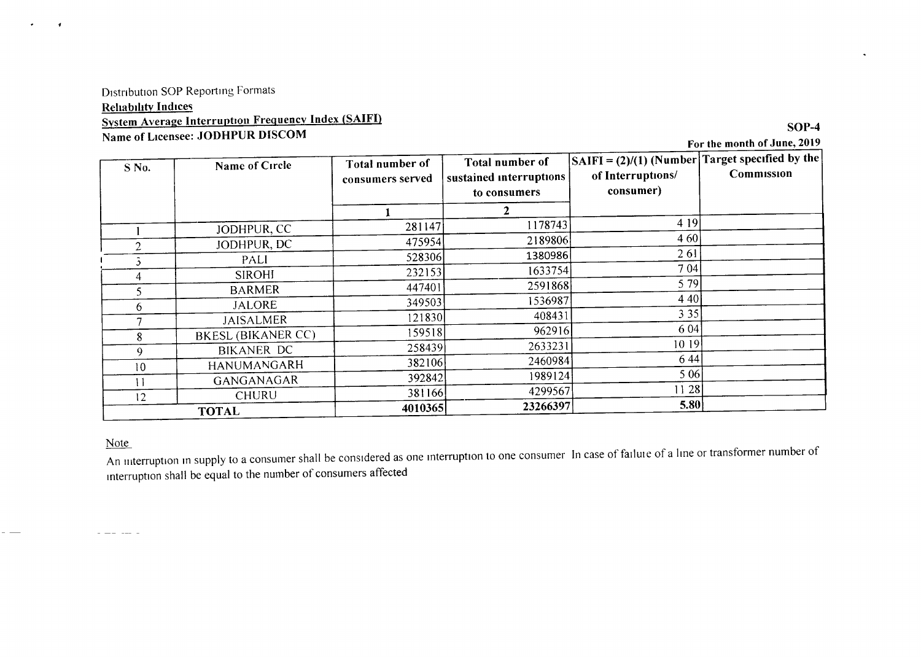Distribution SOP Reporting Formats

**Reliability Indices**

**System Average Interruption Frequency Index (SAIFI)**

**Name of Licensee: JODHPUR DISCOM**

**SOP-4**

**For the month of June, 2019**

| S No. | Name of Circle | Total number of consumers served | Total number of sustained interruptions to consumers | SAIFI = (2)/(1) (Number of Interruptions/ consumer) | Target specified by the Commission |
|---|---|---|---|---|---|
| | | 1 | 2 | | |
| 1 | JODHPUR, CC | 281147 | 1178743 | 4 19 | |
| 2 | JODHPUR, DC | 475954 | 2189806 | 4 60 | |
| 3 | PALI | 528306 | 1380986 | 2 61 | |
| 4 | SIROHI | 232153 | 1633754 | 7 04 | |
| 5 | BARMER | 447401 | 2591868 | 5 79 | |
| 6 | JALORE | 349503 | 1536987 | 4 40 | |
| 7 | JAISALMER | 121830 | 408431 | 3 35 | |
| 8 | BKESL (BIKANER CC) | 159518 | 962916 | 6 04 | |
| 9 | BIKANER DC | 258439 | 2633231 | 10 19 | |
| 10 | HANUMANGARH | 382106 | 2460984 | 6 44 | |
| 11 | GANGANAGAR | 392842 | 1989124 | 5 06 | |
| 12 | CHURU | 381166 | 4299567 | 11 28 | |
| **TOTAL** | | **4010365** | **23266397** | **5.80** | |

Note

An interruption in supply to a consumer shall be considered as one interruption to one consumer In case of failure of a line or transformer number of interruption shall be equal to the number of consumers affected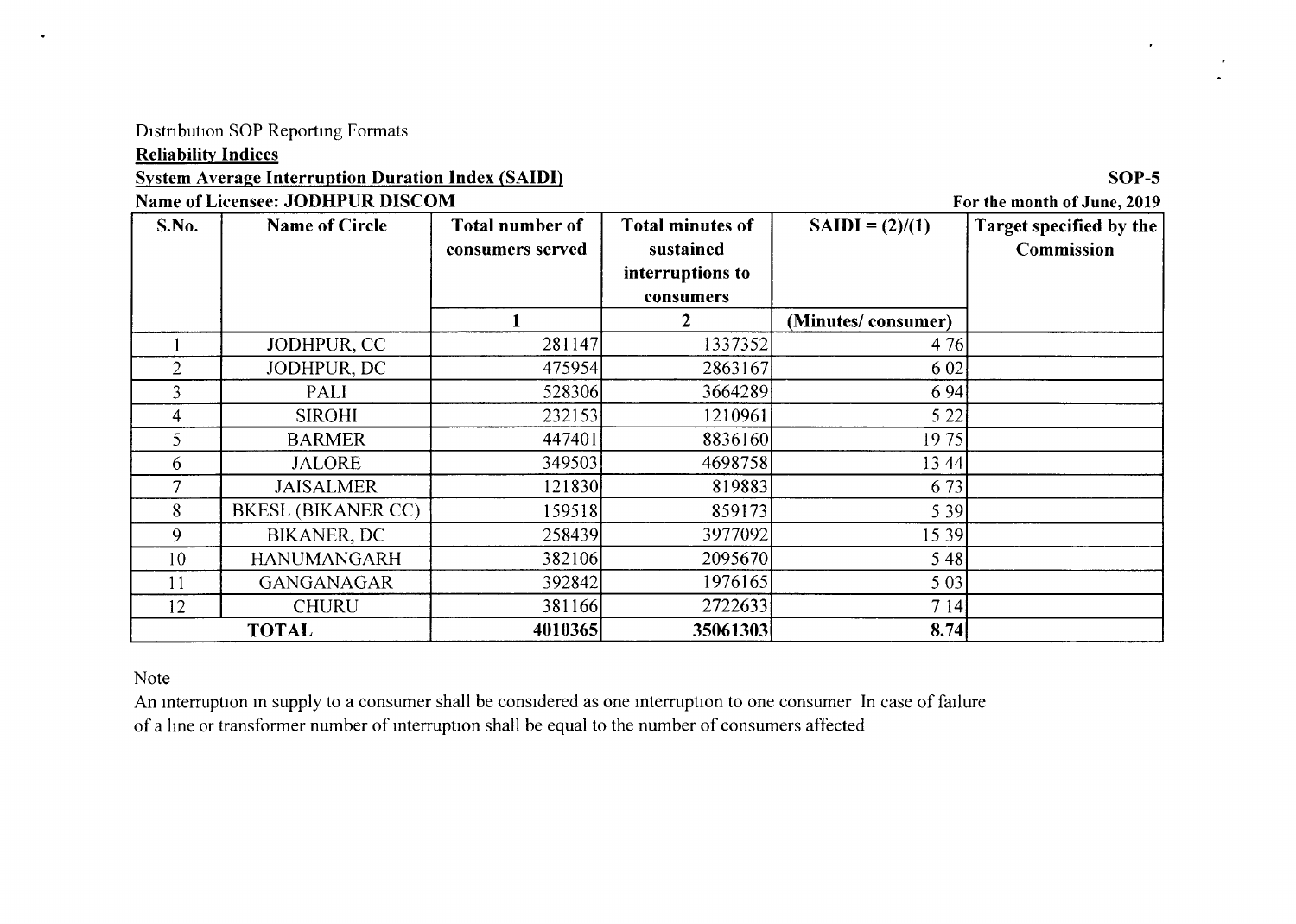Distribution SOP Reporting Formats

**Reliability Indices**

**System Average Interruption Duration Index (SAIDI)**

**SOP-5**

**Name of Licensee: JODHPUR DISCOM**

**For the month of June, 2019**

| S.No. | Name of Circle | Total number of consumers served | Total minutes of sustained interruptions to consumers | SAIDI = (2)/(1) | Target specified by the Commission |
|---|---|---|---|---|---|
| | | 1 | 2 | (Minutes/ consumer) | |
| 1 | JODHPUR, CC | 281147 | 1337352 | 4 76 | |
| 2 | JODHPUR, DC | 475954 | 2863167 | 6 02 | |
| 3 | PALI | 528306 | 3664289 | 6 94 | |
| 4 | SIROHI | 232153 | 1210961 | 5 22 | |
| 5 | BARMER | 447401 | 8836160 | 19 75 | |
| 6 | JALORE | 349503 | 4698758 | 13 44 | |
| 7 | JAISALMER | 121830 | 819883 | 6 73 | |
| 8 | BKESL (BIKANER CC) | 159518 | 859173 | 5 39 | |
| 9 | BIKANER, DC | 258439 | 3977092 | 15 39 | |
| 10 | HANUMANGARH | 382106 | 2095670 | 5 48 | |
| 11 | GANGANAGAR | 392842 | 1976165 | 5 03 | |
| 12 | CHURU | 381166 | 2722633 | 7 14 | |
| **TOTAL** | | **4010365** | **35061303** | **8.74** | |

Note

An interruption in supply to a consumer shall be considered as one interruption to one consumer In case of failure of a line or transformer number of interruption shall be equal to the number of consumers affected